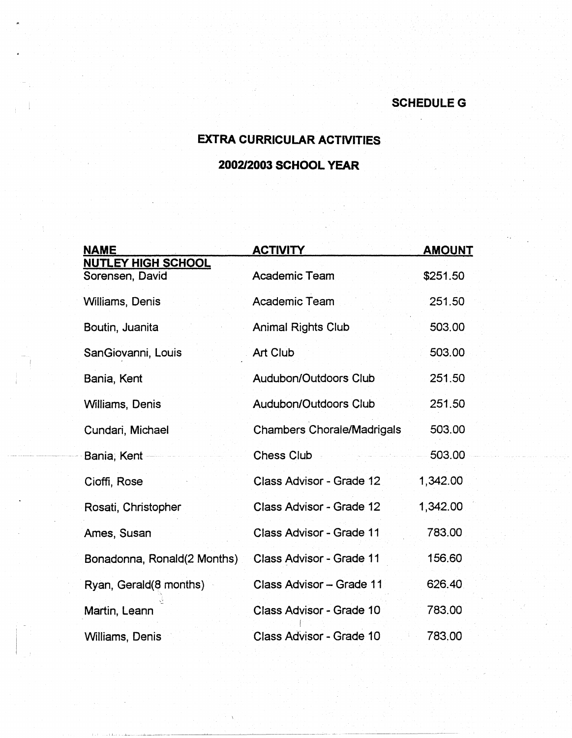**SCHEDULE G**

# EXTRA CURRICULAR ACTIVITIES

## 2002/2003 SCHOOL YEAR

| NAME | ACTIVITY | AMOUNT |
|---|---|---|
| **NUTLEY HIGH SCHOOL** | | |
| Sorensen, David | Academic Team | $251.50 |
| Williams, Denis | Academic Team | 251.50 |
| Boutin, Juanita | Animal Rights Club | 503.00 |
| SanGiovanni, Louis | Art Club | 503.00 |
| Bania, Kent | Audubon/Outdoors Club | 251.50 |
| Williams, Denis | Audubon/Outdoors Club | 251.50 |
| Cundari, Michael | Chambers Chorale/Madrigals | 503.00 |
| Bania, Kent | Chess Club | 503.00 |
| Cioffi, Rose | Class Advisor - Grade 12 | 1,342.00 |
| Rosati, Christopher | Class Advisor - Grade 12 | 1,342.00 |
| Ames, Susan | Class Advisor - Grade 11 | 783.00 |
| Bonadonna, Ronald(2 Months) | Class Advisor - Grade 11 | 156.60 |
| Ryan, Gerald(8 months) | Class Advisor – Grade 11 | 626.40 |
| Martin, Leann | Class Advisor - Grade 10 | 783.00 |
| Williams, Denis | Class Advisor - Grade 10 | 783.00 |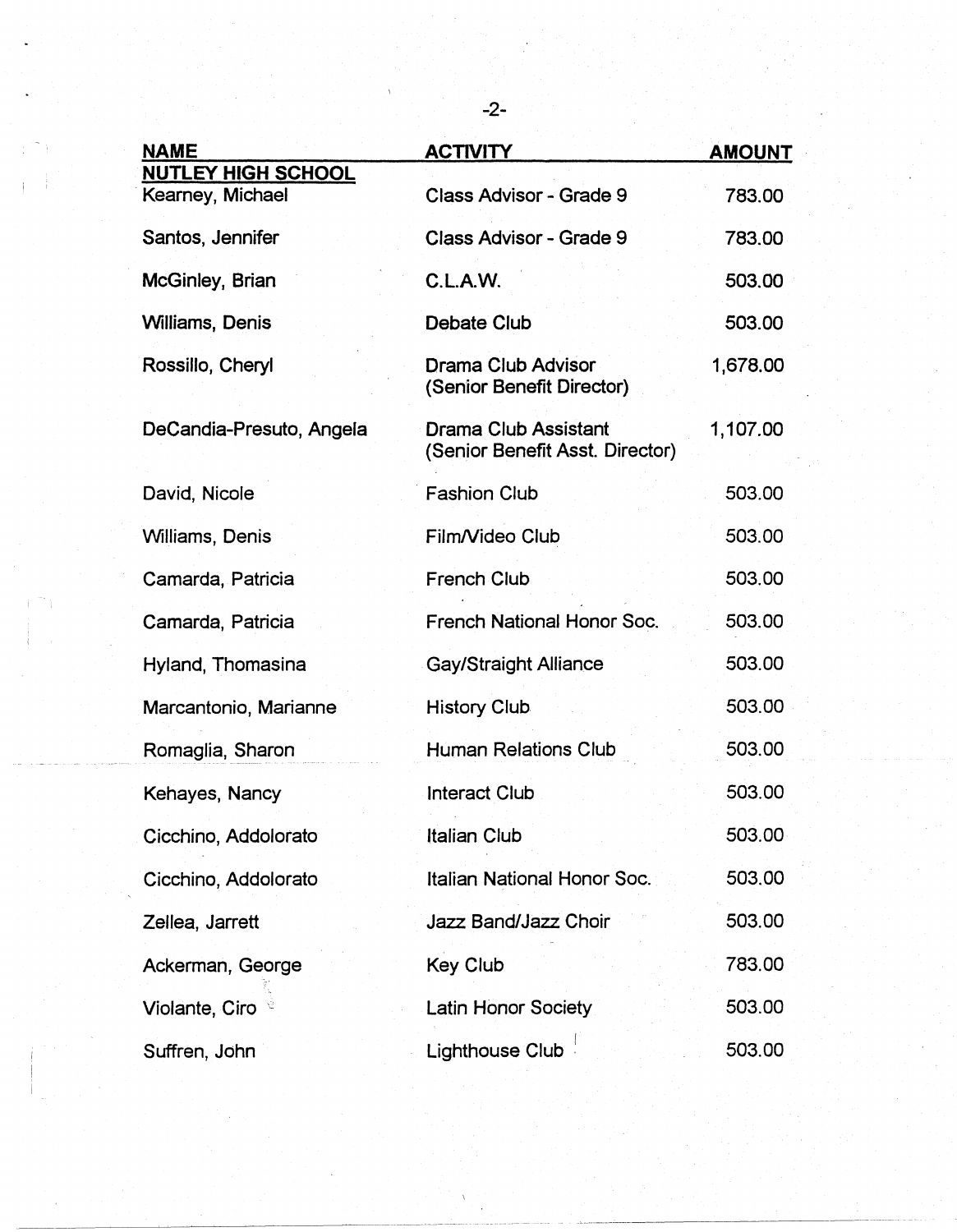| NAME | ACTIVITY | AMOUNT |
|---|---|---|
| **NUTLEY HIGH SCHOOL** | | |
| Kearney, Michael | Class Advisor - Grade 9 | 783.00 |
| Santos, Jennifer | Class Advisor - Grade 9 | 783.00 |
| McGinley, Brian | C.L.A.W. | 503.00 |
| Williams, Denis | Debate Club | 503.00 |
| Rossillo, Cheryl | Drama Club Advisor (Senior Benefit Director) | 1,678.00 |
| DeCandia-Presuto, Angela | Drama Club Assistant (Senior Benefit Asst. Director) | 1,107.00 |
| David, Nicole | Fashion Club | 503.00 |
| Williams, Denis | Film/Video Club | 503.00 |
| Camarda, Patricia | French Club | 503.00 |
| Camarda, Patricia | French National Honor Soc. | 503.00 |
| Hyland, Thomasina | Gay/Straight Alliance | 503.00 |
| Marcantonio, Marianne | History Club | 503.00 |
| Romaglia, Sharon | Human Relations Club | 503.00 |
| Kehayes, Nancy | Interact Club | 503.00 |
| Cicchino, Addolorato | Italian Club | 503.00 |
| Cicchino, Addolorato | Italian National Honor Soc. | 503.00 |
| Zellea, Jarrett | Jazz Band/Jazz Choir | 503.00 |
| Ackerman, George | Key Club | 783.00 |
| Violante, Ciro | Latin Honor Society | 503.00 |
| Suffren, John | Lighthouse Club | 503.00 |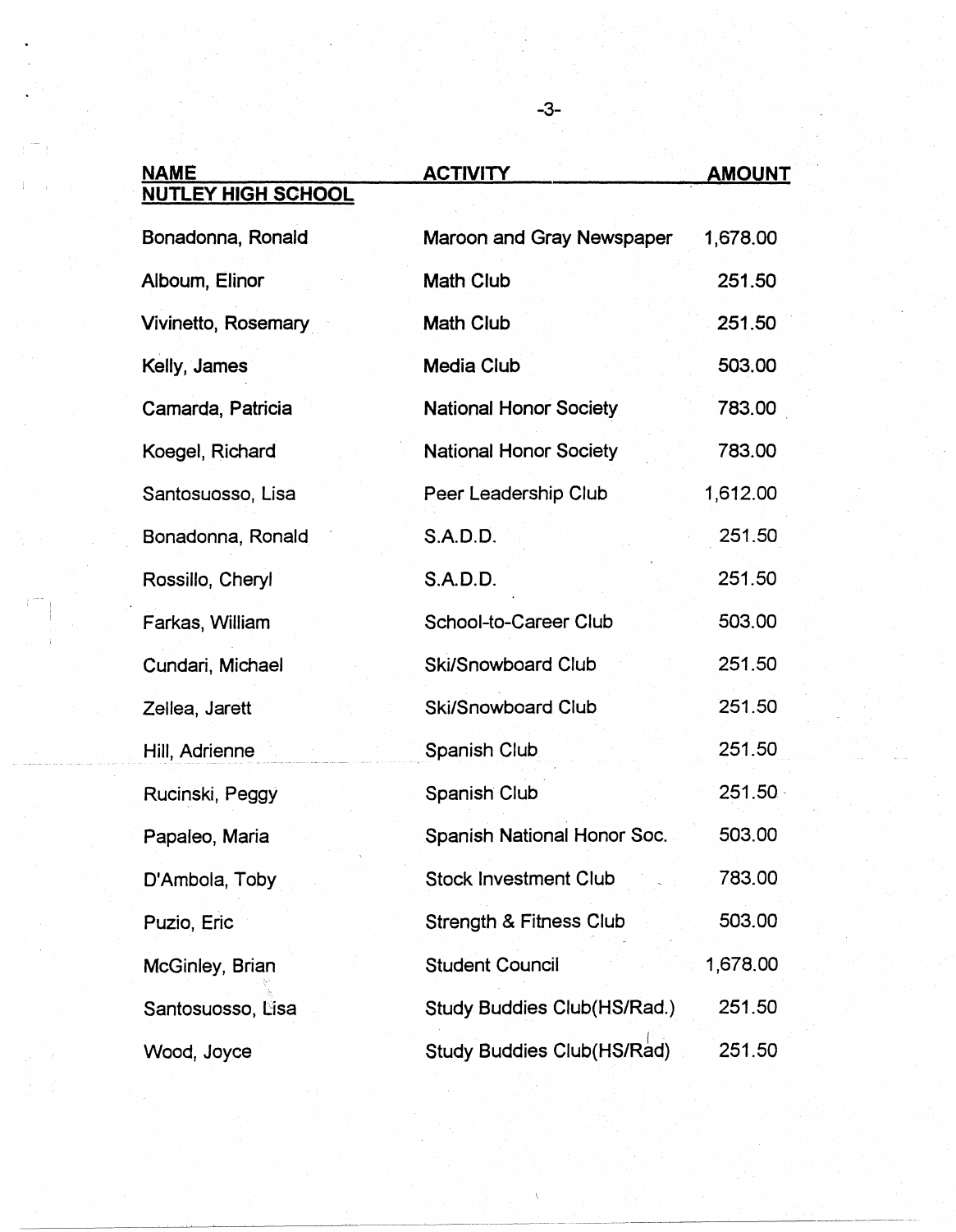| NAME | ACTIVITY | AMOUNT |
|---|---|---|
| **NUTLEY HIGH SCHOOL** | | |
| Bonadonna, Ronald | Maroon and Gray Newspaper | 1,678.00 |
| Alboum, Elinor | Math Club | 251.50 |
| Vivinetto, Rosemary | Math Club | 251.50 |
| Kelly, James | Media Club | 503.00 |
| Camarda, Patricia | National Honor Society | 783.00 |
| Koegel, Richard | National Honor Society | 783.00 |
| Santosuosso, Lisa | Peer Leadership Club | 1,612.00 |
| Bonadonna, Ronald | S.A.D.D. | 251.50 |
| Rossillo, Cheryl | S.A.D.D. | 251.50 |
| Farkas, William | School-to-Career Club | 503.00 |
| Cundari, Michael | Ski/Snowboard Club | 251.50 |
| Zellea, Jarett | Ski/Snowboard Club | 251.50 |
| Hill, Adrienne | Spanish Club | 251.50 |
| Rucinski, Peggy | Spanish Club | 251.50 |
| Papaleo, Maria | Spanish National Honor Soc. | 503.00 |
| D'Ambola, Toby | Stock Investment Club | 783.00 |
| Puzio, Eric | Strength & Fitness Club | 503.00 |
| McGinley, Brian | Student Council | 1,678.00 |
| Santosuosso, Lisa | Study Buddies Club(HS/Rad.) | 251.50 |
| Wood, Joyce | Study Buddies Club(HS/Rad) | 251.50 |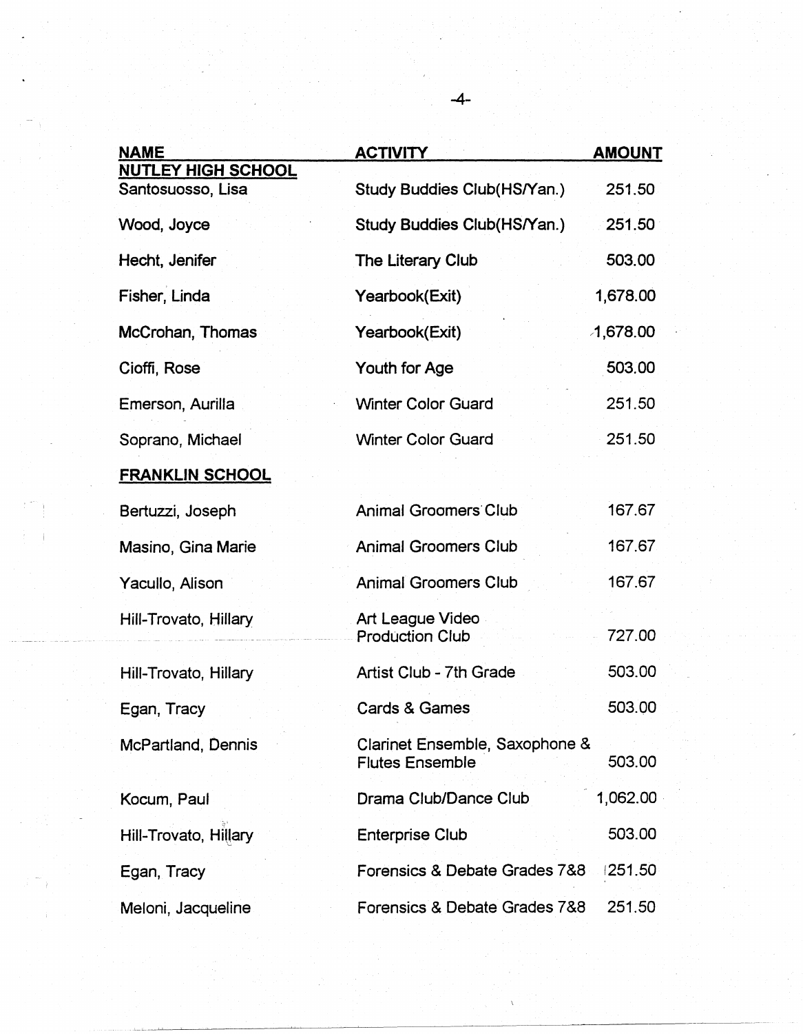| NAME | ACTIVITY | AMOUNT |
|---|---|---|
| **NUTLEY HIGH SCHOOL** | | |
| Santosuosso, Lisa | Study Buddies Club(HS/Yan.) | 251.50 |
| Wood, Joyce | Study Buddies Club(HS/Yan.) | 251.50 |
| Hecht, Jenifer | The Literary Club | 503.00 |
| Fisher, Linda | Yearbook(Exit) | 1,678.00 |
| McCrohan, Thomas | Yearbook(Exit) | 1,678.00 |
| Cioffi, Rose | Youth for Age | 503.00 |
| Emerson, Aurilla | Winter Color Guard | 251.50 |
| Soprano, Michael | Winter Color Guard | 251.50 |
| **FRANKLIN SCHOOL** | | |
| Bertuzzi, Joseph | Animal Groomers Club | 167.67 |
| Masino, Gina Marie | Animal Groomers Club | 167.67 |
| Yacullo, Alison | Animal Groomers Club | 167.67 |
| Hill-Trovato, Hillary | Art League Video Production Club | 727.00 |
| Hill-Trovato, Hillary | Artist Club - 7th Grade | 503.00 |
| Egan, Tracy | Cards & Games | 503.00 |
| McPartland, Dennis | Clarinet Ensemble, Saxophone & Flutes Ensemble | 503.00 |
| Kocum, Paul | Drama Club/Dance Club | 1,062.00 |
| Hill-Trovato, Hillary | Enterprise Club | 503.00 |
| Egan, Tracy | Forensics & Debate Grades 7&8 | 251.50 |
| Meloni, Jacqueline | Forensics & Debate Grades 7&8 | 251.50 |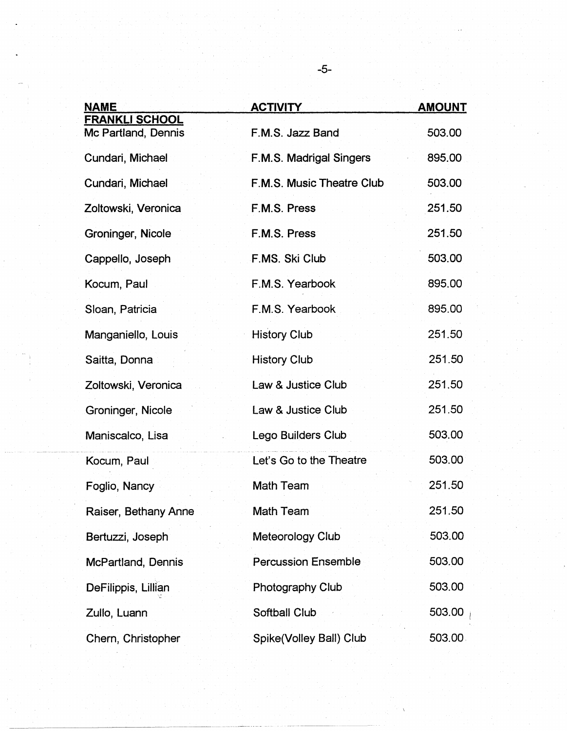| NAME | ACTIVITY | AMOUNT |
|---|---|---|
| **FRANKLI SCHOOL** | | |
| Mc Partland, Dennis | F.M.S. Jazz Band | 503.00 |
| Cundari, Michael | F.M.S. Madrigal Singers | 895.00 |
| Cundari, Michael | F.M.S. Music Theatre Club | 503.00 |
| Zoltowski, Veronica | F.M.S. Press | 251.50 |
| Groninger, Nicole | F.M.S. Press | 251.50 |
| Cappello, Joseph | F.MS. Ski Club | 503.00 |
| Kocum, Paul | F.M.S. Yearbook | 895.00 |
| Sloan, Patricia | F.M.S. Yearbook | 895.00 |
| Manganiello, Louis | History Club | 251.50 |
| Saitta, Donna | History Club | 251.50 |
| Zoltowski, Veronica | Law & Justice Club | 251.50 |
| Groninger, Nicole | Law & Justice Club | 251.50 |
| Maniscalco, Lisa | Lego Builders Club | 503.00 |
| Kocum, Paul | Let's Go to the Theatre | 503.00 |
| Foglio, Nancy | Math Team | 251.50 |
| Raiser, Bethany Anne | Math Team | 251.50 |
| Bertuzzi, Joseph | Meteorology Club | 503.00 |
| McPartland, Dennis | Percussion Ensemble | 503.00 |
| DeFilippis, Lillian | Photography Club | 503.00 |
| Zullo, Luann | Softball Club | 503.00 |
| Chern, Christopher | Spike(Volley Ball) Club | 503.00 |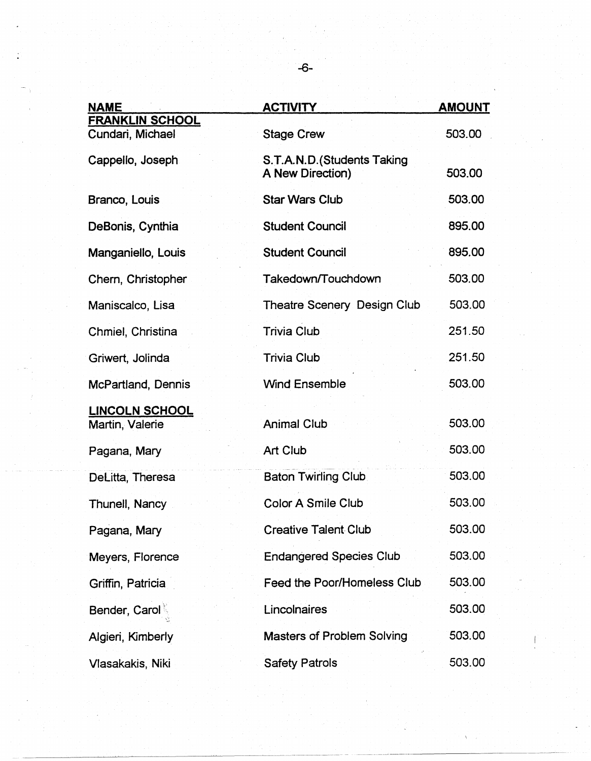| NAME | ACTIVITY | AMOUNT |
|---|---|---|
| **FRANKLIN SCHOOL** | | |
| Cundari, Michael | Stage Crew | 503.00 |
| Cappello, Joseph | S.T.A.N.D.(Students Taking A New Direction) | 503.00 |
| Branco, Louis | Star Wars Club | 503.00 |
| DeBonis, Cynthia | Student Council | 895.00 |
| Manganiello, Louis | Student Council | 895.00 |
| Chern, Christopher | Takedown/Touchdown | 503.00 |
| Maniscalco, Lisa | Theatre Scenery Design Club | 503.00 |
| Chmiel, Christina | Trivia Club | 251.50 |
| Griwert, Jolinda | Trivia Club | 251.50 |
| McPartland, Dennis | Wind Ensemble | 503.00 |
| **LINCOLN SCHOOL** | | |
| Martin, Valerie | Animal Club | 503.00 |
| Pagana, Mary | Art Club | 503.00 |
| DeLitta, Theresa | Baton Twirling Club | 503.00 |
| Thunell, Nancy | Color A Smile Club | 503.00 |
| Pagana, Mary | Creative Talent Club | 503.00 |
| Meyers, Florence | Endangered Species Club | 503.00 |
| Griffin, Patricia | Feed the Poor/Homeless Club | 503.00 |
| Bender, Carol | Lincolnaires | 503.00 |
| Algieri, Kimberly | Masters of Problem Solving | 503.00 |
| Vlasakakis, Niki | Safety Patrols | 503.00 |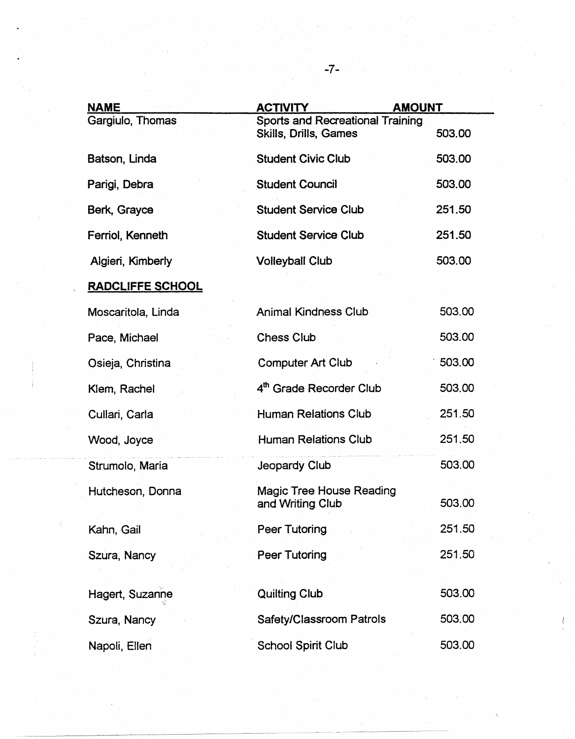| NAME | ACTIVITY | AMOUNT |
| --- | --- | --- |
| Gargiulo, Thomas | Sports and Recreational Training Skills, Drills, Games | 503.00 |
| Batson, Linda | Student Civic Club | 503.00 |
| Parigi, Debra | Student Council | 503.00 |
| Berk, Grayce | Student Service Club | 251.50 |
| Ferriol, Kenneth | Student Service Club | 251.50 |
| Algieri, Kimberly | Volleyball Club | 503.00 |
| **RADCLIFFE SCHOOL** | | |
| Moscaritola, Linda | Animal Kindness Club | 503.00 |
| Pace, Michael | Chess Club | 503.00 |
| Osieja, Christina | Computer Art Club | 503.00 |
| Klem, Rachel | 4th Grade Recorder Club | 503.00 |
| Cullari, Carla | Human Relations Club | 251.50 |
| Wood, Joyce | Human Relations Club | 251.50 |
| Strumolo, Maria | Jeopardy Club | 503.00 |
| Hutcheson, Donna | Magic Tree House Reading and Writing Club | 503.00 |
| Kahn, Gail | Peer Tutoring | 251.50 |
| Szura, Nancy | Peer Tutoring | 251.50 |
| Hagert, Suzanne | Quilting Club | 503.00 |
| Szura, Nancy | Safety/Classroom Patrols | 503.00 |
| Napoli, Ellen | School Spirit Club | 503.00 |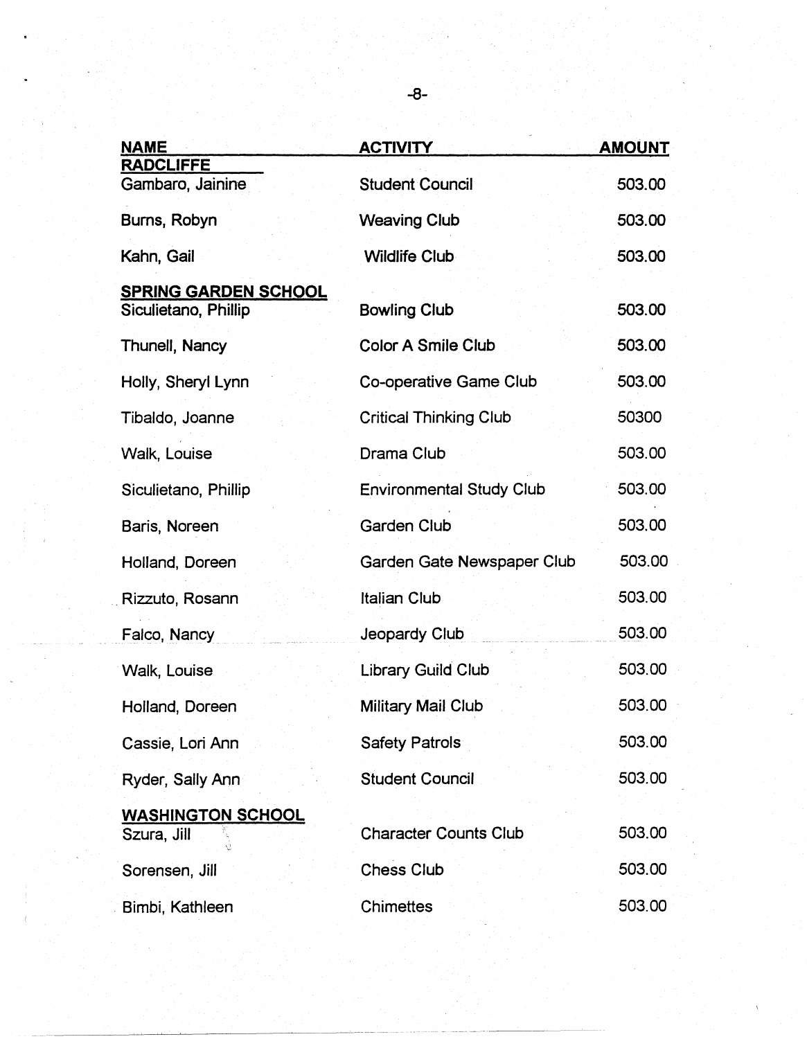| NAME | ACTIVITY | AMOUNT |
|---|---|---|
| **RADCLIFFE** | | |
| Gambaro, Jainine | Student Council | 503.00 |
| Burns, Robyn | Weaving Club | 503.00 |
| Kahn, Gail | Wildlife Club | 503.00 |
| **SPRING GARDEN SCHOOL** | | |
| Siculietano, Phillip | Bowling Club | 503.00 |
| Thunell, Nancy | Color A Smile Club | 503.00 |
| Holly, Sheryl Lynn | Co-operative Game Club | 503.00 |
| Tibaldo, Joanne | Critical Thinking Club | 50300 |
| Walk, Louise | Drama Club | 503.00 |
| Siculietano, Phillip | Environmental Study Club | 503.00 |
| Baris, Noreen | Garden Club | 503.00 |
| Holland, Doreen | Garden Gate Newspaper Club | 503.00 |
| Rizzuto, Rosann | Italian Club | 503.00 |
| Falco, Nancy | Jeopardy Club | 503.00 |
| Walk, Louise | Library Guild Club | 503.00 |
| Holland, Doreen | Military Mail Club | 503.00 |
| Cassie, Lori Ann | Safety Patrols | 503.00 |
| Ryder, Sally Ann | Student Council | 503.00 |
| **WASHINGTON SCHOOL** | | |
| Szura, Jill | Character Counts Club | 503.00 |
| Sorensen, Jill | Chess Club | 503.00 |
| Bimbi, Kathleen | Chimettes | 503.00 |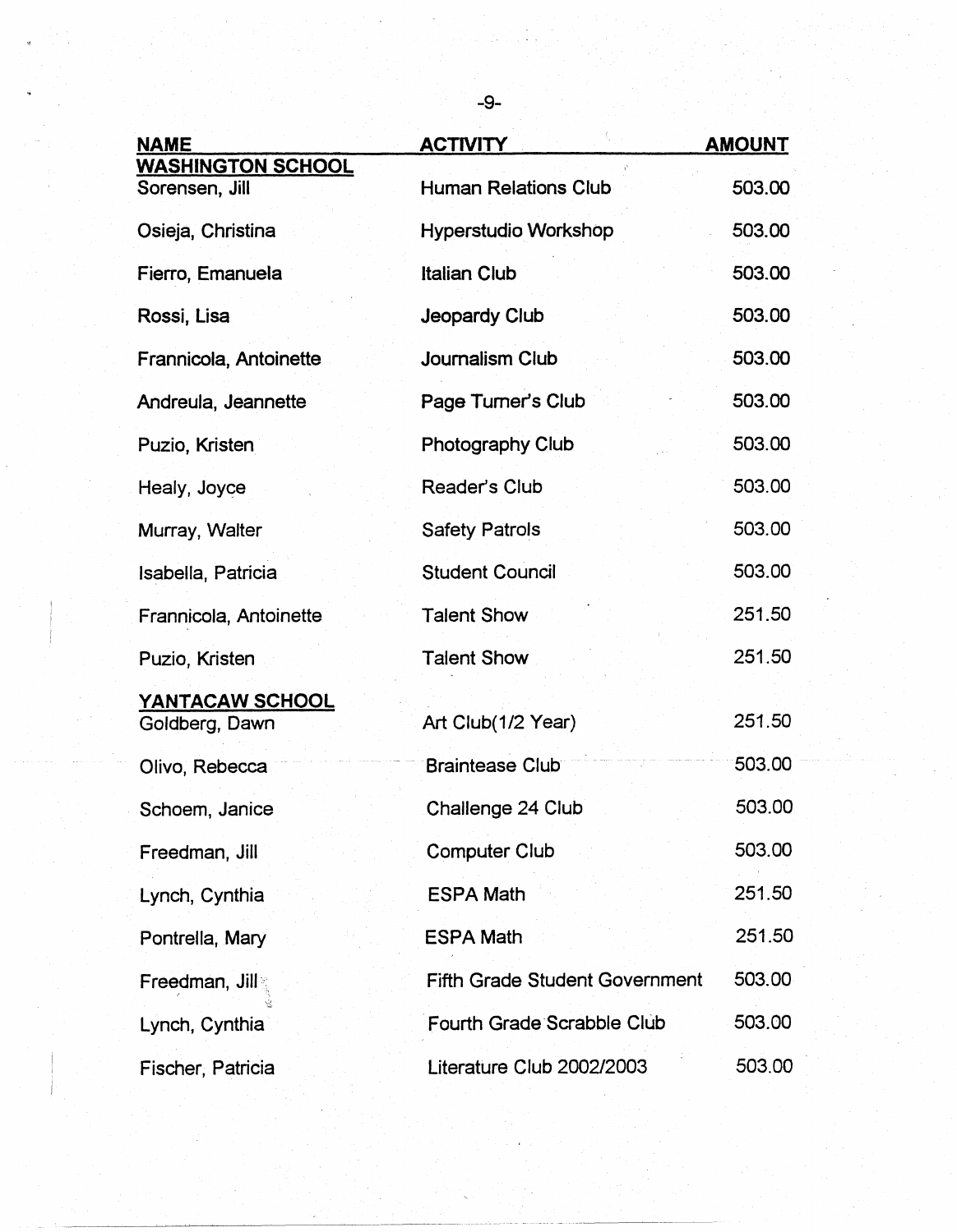| NAME | ACTIVITY | AMOUNT |
|---|---|---|
| **WASHINGTON SCHOOL** | | |
| Sorensen, Jill | Human Relations Club | 503.00 |
| Osieja, Christina | Hyperstudio Workshop | 503.00 |
| Fierro, Emanuela | Italian Club | 503.00 |
| Rossi, Lisa | Jeopardy Club | 503.00 |
| Frannicola, Antoinette | Journalism Club | 503.00 |
| Andreula, Jeannette | Page Turner's Club | 503.00 |
| Puzio, Kristen | Photography Club | 503.00 |
| Healy, Joyce | Reader's Club | 503.00 |
| Murray, Walter | Safety Patrols | 503.00 |
| Isabella, Patricia | Student Council | 503.00 |
| Frannicola, Antoinette | Talent Show | 251.50 |
| Puzio, Kristen | Talent Show | 251.50 |
| **YANTACAW SCHOOL** | | |
| Goldberg, Dawn | Art Club(1/2 Year) | 251.50 |
| Olivo, Rebecca | Braintease Club | 503.00 |
| Schoem, Janice | Challenge 24 Club | 503.00 |
| Freedman, Jill | Computer Club | 503.00 |
| Lynch, Cynthia | ESPA Math | 251.50 |
| Pontrella, Mary | ESPA Math | 251.50 |
| Freedman, Jill | Fifth Grade Student Government | 503.00 |
| Lynch, Cynthia | Fourth Grade Scrabble Club | 503.00 |
| Fischer, Patricia | Literature Club 2002/2003 | 503.00 |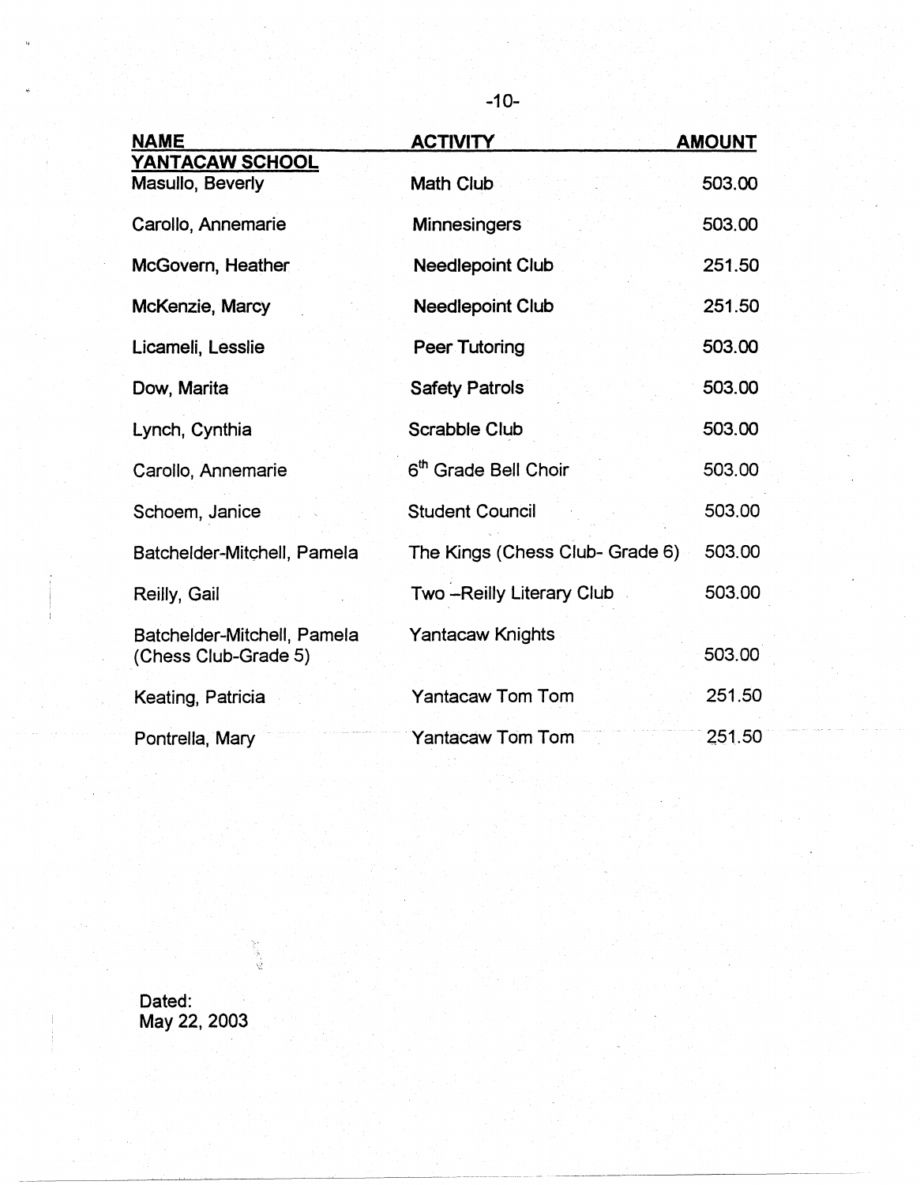| NAME | ACTIVITY | AMOUNT |
| --- | --- | --- |
| **YANTACAW SCHOOL** | | |
| Masullo, Beverly | Math Club | 503.00 |
| Carollo, Annemarie | Minnesingers | 503.00 |
| McGovern, Heather | Needlepoint Club | 251.50 |
| McKenzie, Marcy | Needlepoint Club | 251.50 |
| Licameli, Lesslie | Peer Tutoring | 503.00 |
| Dow, Marita | Safety Patrols | 503.00 |
| Lynch, Cynthia | Scrabble Club | 503.00 |
| Carollo, Annemarie | 6th Grade Bell Choir | 503.00 |
| Schoem, Janice | Student Council | 503.00 |
| Batchelder-Mitchell, Pamela | The Kings (Chess Club- Grade 6) | 503.00 |
| Reilly, Gail | Two –Reilly Literary Club | 503.00 |
| Batchelder-Mitchell, Pamela (Chess Club-Grade 5) | Yantacaw Knights | 503.00 |
| Keating, Patricia | Yantacaw Tom Tom | 251.50 |
| Pontrella, Mary | Yantacaw Tom Tom | 251.50 |

Dated:
May 22, 2003